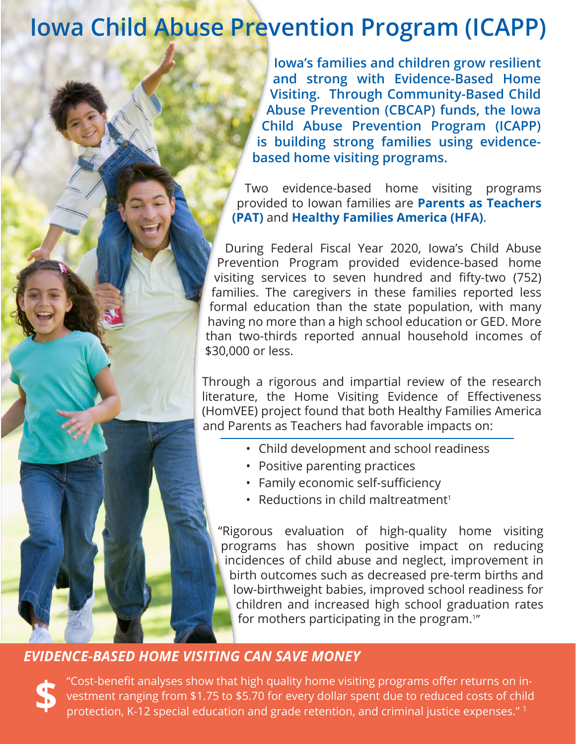# Iowa Child Abuse Prevention Program (ICAPP)

**Iowa's families and children grow resilient and strong with Evidence-Based Home Visiting. Through Community-Based Child Abuse Prevention (CBCAP) funds, the Iowa Child Abuse Prevention Program (ICAPP) is building strong families using evidence-based home visiting programs.**

Two evidence-based home visiting programs provided to Iowan families are **Parents as Teachers (PAT)** and **Healthy Families America (HFA)**.

During Federal Fiscal Year 2020, Iowa's Child Abuse Prevention Program provided evidence-based home visiting services to seven hundred and fifty-two (752) families. The caregivers in these families reported less formal education than the state population, with many having no more than a high school education or GED. More than two-thirds reported annual household incomes of $30,000 or less.

Through a rigorous and impartial review of the research literature, the Home Visiting Evidence of Effectiveness (HomVEE) project found that both Healthy Families America and Parents as Teachers had favorable impacts on:

- Child development and school readiness
- Positive parenting practices
- Family economic self-sufficiency
- Reductions in child maltreatment[1]

"Rigorous evaluation of high-quality home visiting programs has shown positive impact on reducing incidences of child abuse and neglect, improvement in birth outcomes such as decreased pre-term births and low-birthweight babies, improved school readiness for children and increased high school graduation rates for mothers participating in the program.[1]"

## *EVIDENCE-BASED HOME VISITING CAN SAVE MONEY*

$ "Cost-benefit analyses show that high quality home visiting programs offer returns on investment ranging from $1.75 to $5.70 for every dollar spent due to reduced costs of child protection, K-12 special education and grade retention, and criminal justice expenses." [1]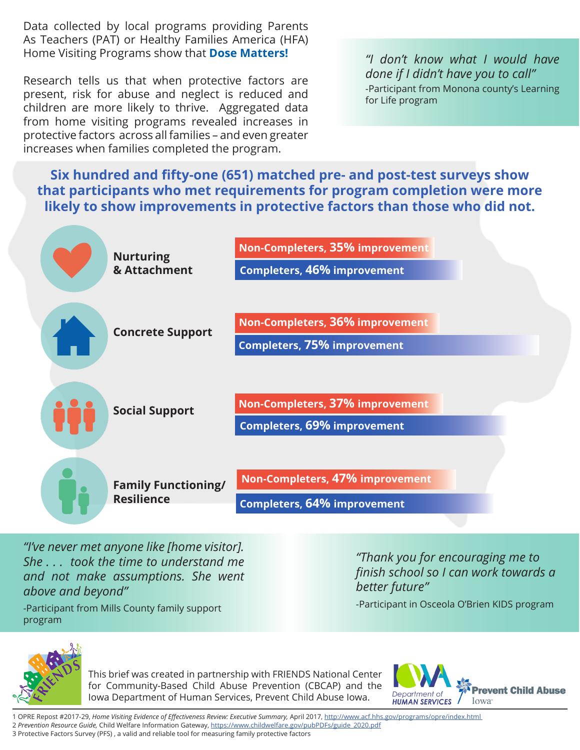Data collected by local programs providing Parents As Teachers (PAT) or Healthy Families America (HFA) Home Visiting Programs show that **Dose Matters!**

Research tells us that when protective factors are present, risk for abuse and neglect is reduced and children are more likely to thrive. Aggregated data from home visiting programs revealed increases in protective factors across all families – and even greater increases when families completed the program.

*"I don't know what I would have done if I didn't have you to call"*

-Participant from Monona county's Learning for Life program

## Six hundred and fifty-one (651) matched pre- and post-test surveys show that participants who met requirements for program completion were more likely to show improvements in protective factors than those who did not.

**Nurturing & Attachment**

Non-Completers, 35% improvement

Completers, 46% improvement

**Concrete Support**

Non-Completers, 36% improvement

Completers, 75% improvement

**Social Support**

Non-Completers, 37% improvement

Completers, 69% improvement

**Family Functioning/ Resilience**

Non-Completers, 47% improvement

Completers, 64% improvement

*"I've never met anyone like [home visitor]. She . . . took the time to understand me and not make assumptions. She went above and beyond"*

-Participant from Mills County family support program

*"Thank you for encouraging me to finish school so I can work towards a better future"*

-Participant in Osceola O'Brien KIDS program

This brief was created in partnership with FRIENDS National Center for Community-Based Child Abuse Prevention (CBCAP) and the Iowa Department of Human Services, Prevent Child Abuse Iowa.

1 OPRE Repost #2017-29, *Home Visiting Evidence of Effectiveness Review: Executive Summary,* April 2017, http://www.acf.hhs.gov/programs/opre/index.html

2 *Prevention Resource Guide,* Child Welfare Information Gateway, https://www.childwelfare.gov/pubPDFs/guide_2020.pdf

3 Protective Factors Survey (PFS) , a valid and reliable tool for measuring family protective factors